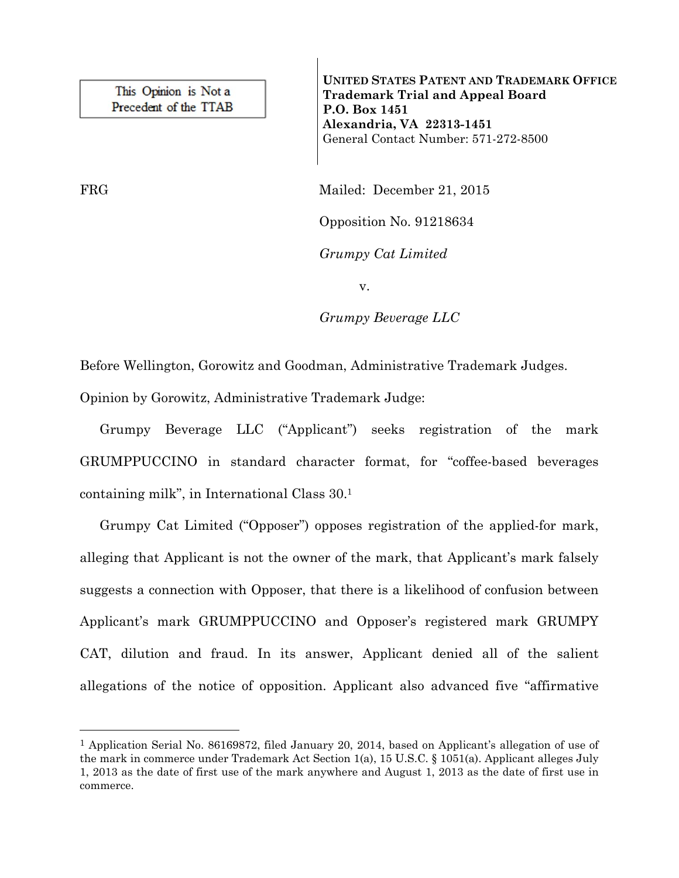This Opinion is Not a Precedent of the TTAB

**UNITED STATES PATENT AND TRADEMARK OFFICE**
**Trademark Trial and Appeal Board**
**P.O. Box 1451**
**Alexandria, VA 22313-1451**
General Contact Number: 571-272-8500

FRG

Mailed: December 21, 2015

Opposition No. 91218634

*Grumpy Cat Limited*

v.

*Grumpy Beverage LLC*

Before Wellington, Gorowitz and Goodman, Administrative Trademark Judges.

Opinion by Gorowitz, Administrative Trademark Judge:

Grumpy Beverage LLC ("Applicant") seeks registration of the mark GRUMPPUCCINO in standard character format, for "coffee-based beverages containing milk", in International Class 30.[1]

Grumpy Cat Limited ("Opposer") opposes registration of the applied-for mark, alleging that Applicant is not the owner of the mark, that Applicant's mark falsely suggests a connection with Opposer, that there is a likelihood of confusion between Applicant's mark GRUMPPUCCINO and Opposer's registered mark GRUMPY CAT, dilution and fraud. In its answer, Applicant denied all of the salient allegations of the notice of opposition. Applicant also advanced five "affirmative

---

[1] Application Serial No. 86169872, filed January 20, 2014, based on Applicant's allegation of use of the mark in commerce under Trademark Act Section 1(a), 15 U.S.C. § 1051(a). Applicant alleges July 1, 2013 as the date of first use of the mark anywhere and August 1, 2013 as the date of first use in commerce.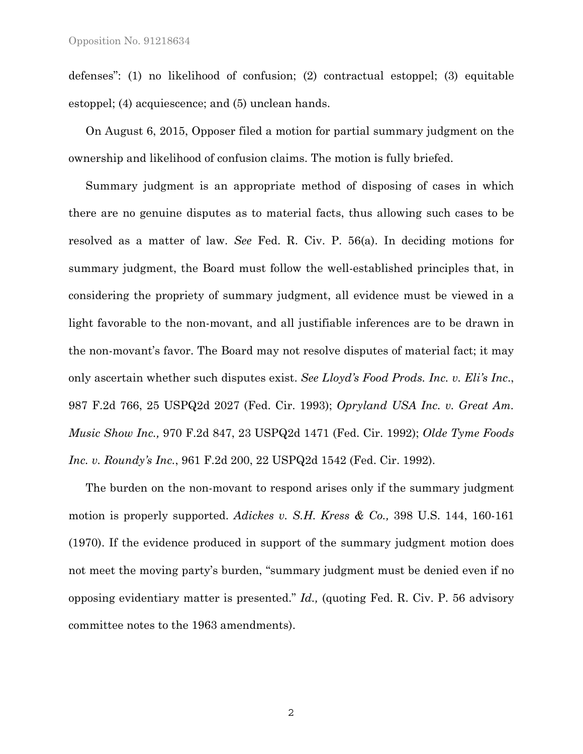defenses": (1) no likelihood of confusion; (2) contractual estoppel; (3) equitable estoppel; (4) acquiescence; and (5) unclean hands.

On August 6, 2015, Opposer filed a motion for partial summary judgment on the ownership and likelihood of confusion claims. The motion is fully briefed.

Summary judgment is an appropriate method of disposing of cases in which there are no genuine disputes as to material facts, thus allowing such cases to be resolved as a matter of law. *See* Fed. R. Civ. P. 56(a). In deciding motions for summary judgment, the Board must follow the well-established principles that, in considering the propriety of summary judgment, all evidence must be viewed in a light favorable to the non-movant, and all justifiable inferences are to be drawn in the non-movant's favor. The Board may not resolve disputes of material fact; it may only ascertain whether such disputes exist. *See Lloyd's Food Prods. Inc. v. Eli's Inc.*, 987 F.2d 766, 25 USPQ2d 2027 (Fed. Cir. 1993); *Opryland USA Inc. v. Great Am. Music Show Inc.,* 970 F.2d 847, 23 USPQ2d 1471 (Fed. Cir. 1992); *Olde Tyme Foods Inc. v. Roundy's Inc.*, 961 F.2d 200, 22 USPQ2d 1542 (Fed. Cir. 1992).

The burden on the non-movant to respond arises only if the summary judgment motion is properly supported. *Adickes v. S.H. Kress & Co.,* 398 U.S. 144, 160-161 (1970). If the evidence produced in support of the summary judgment motion does not meet the moving party's burden, "summary judgment must be denied even if no opposing evidentiary matter is presented." *Id.,* (quoting Fed. R. Civ. P. 56 advisory committee notes to the 1963 amendments).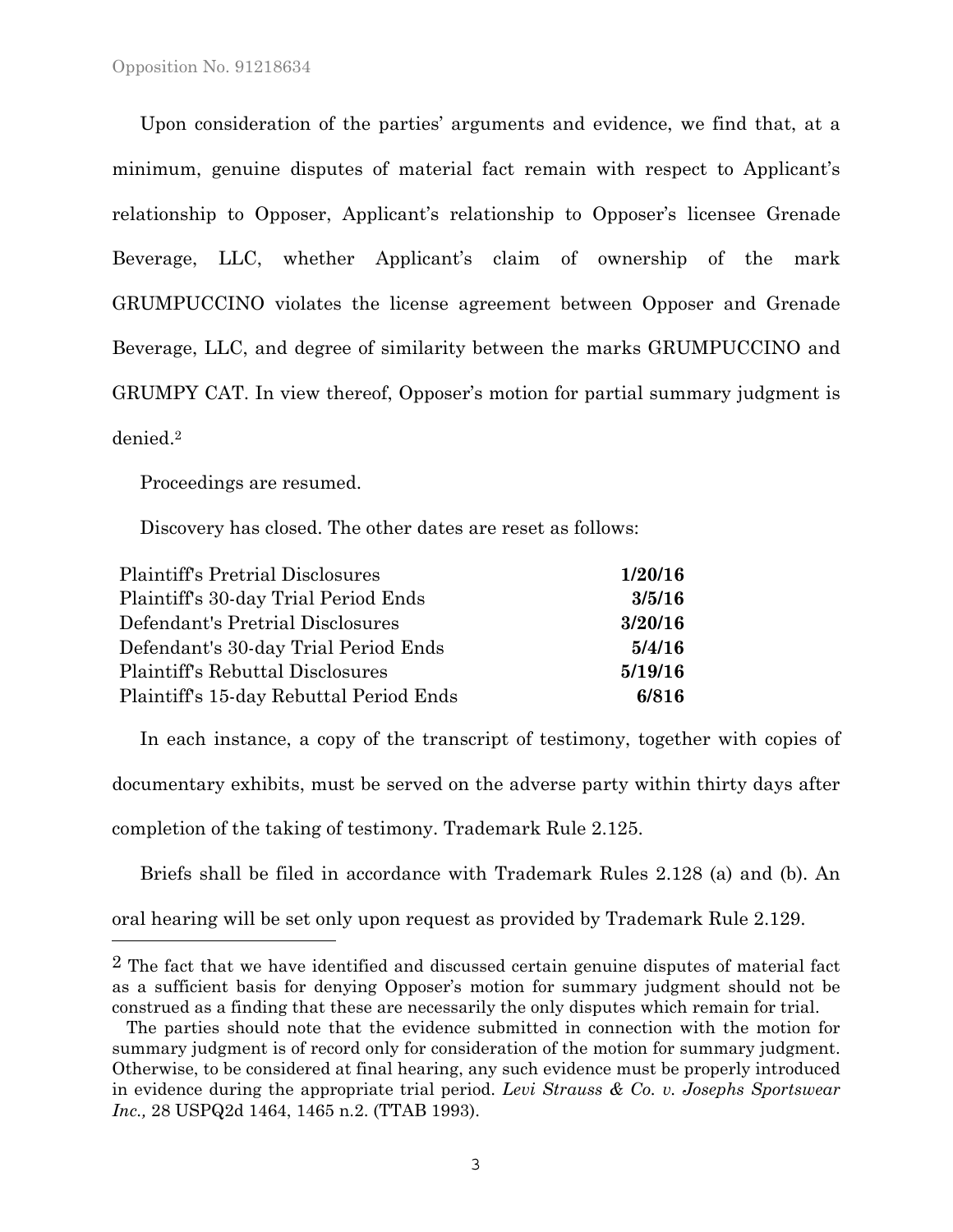Upon consideration of the parties' arguments and evidence, we find that, at a minimum, genuine disputes of material fact remain with respect to Applicant's relationship to Opposer, Applicant's relationship to Opposer's licensee Grenade Beverage, LLC, whether Applicant's claim of ownership of the mark GRUMPUCCINO violates the license agreement between Opposer and Grenade Beverage, LLC, and degree of similarity between the marks GRUMPUCCINO and GRUMPY CAT. In view thereof, Opposer's motion for partial summary judgment is denied.[2]

Proceedings are resumed.

Discovery has closed. The other dates are reset as follows:

| | |
|---|---|
| Plaintiff's Pretrial Disclosures | **1/20/16** |
| Plaintiff's 30-day Trial Period Ends | **3/5/16** |
| Defendant's Pretrial Disclosures | **3/20/16** |
| Defendant's 30-day Trial Period Ends | **5/4/16** |
| Plaintiff's Rebuttal Disclosures | **5/19/16** |
| Plaintiff's 15-day Rebuttal Period Ends | **6/816** |

In each instance, a copy of the transcript of testimony, together with copies of documentary exhibits, must be served on the adverse party within thirty days after completion of the taking of testimony. Trademark Rule 2.125.

Briefs shall be filed in accordance with Trademark Rules 2.128 (a) and (b). An oral hearing will be set only upon request as provided by Trademark Rule 2.129.

---

[2] The fact that we have identified and discussed certain genuine disputes of material fact as a sufficient basis for denying Opposer's motion for summary judgment should not be construed as a finding that these are necessarily the only disputes which remain for trial.

The parties should note that the evidence submitted in connection with the motion for summary judgment is of record only for consideration of the motion for summary judgment. Otherwise, to be considered at final hearing, any such evidence must be properly introduced in evidence during the appropriate trial period. *Levi Strauss & Co. v. Josephs Sportswear Inc.,* 28 USPQ2d 1464, 1465 n.2. (TTAB 1993).